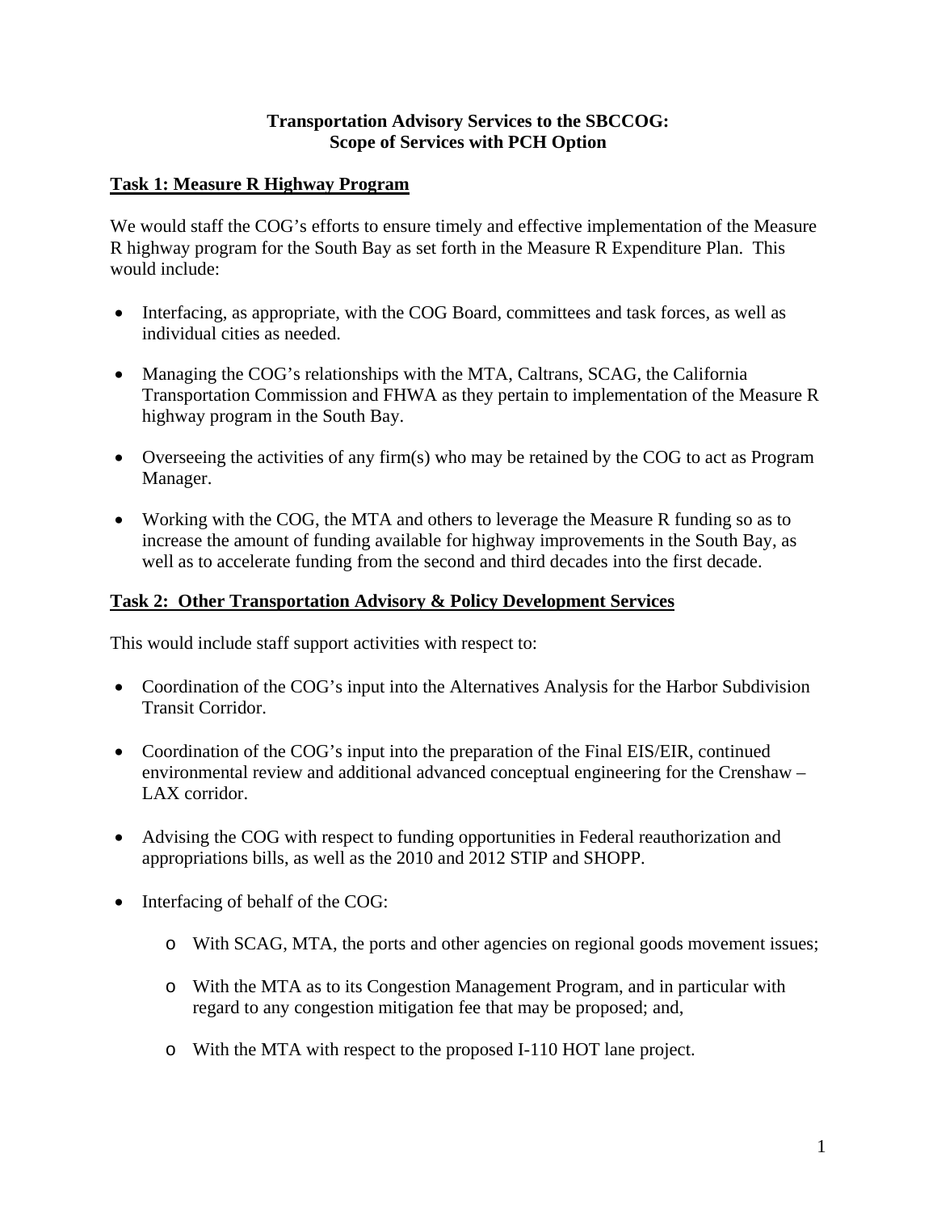**Transportation Advisory Services to the SBCCOG:**
**Scope of Services with PCH Option**

## Task 1: Measure R Highway Program

We would staff the COG's efforts to ensure timely and effective implementation of the Measure R highway program for the South Bay as set forth in the Measure R Expenditure Plan. This would include:

- Interfacing, as appropriate, with the COG Board, committees and task forces, as well as individual cities as needed.
- Managing the COG's relationships with the MTA, Caltrans, SCAG, the California Transportation Commission and FHWA as they pertain to implementation of the Measure R highway program in the South Bay.
- Overseeing the activities of any firm(s) who may be retained by the COG to act as Program Manager.
- Working with the COG, the MTA and others to leverage the Measure R funding so as to increase the amount of funding available for highway improvements in the South Bay, as well as to accelerate funding from the second and third decades into the first decade.

## Task 2: Other Transportation Advisory & Policy Development Services

This would include staff support activities with respect to:

- Coordination of the COG's input into the Alternatives Analysis for the Harbor Subdivision Transit Corridor.
- Coordination of the COG's input into the preparation of the Final EIS/EIR, continued environmental review and additional advanced conceptual engineering for the Crenshaw – LAX corridor.
- Advising the COG with respect to funding opportunities in Federal reauthorization and appropriations bills, as well as the 2010 and 2012 STIP and SHOPP.
- Interfacing of behalf of the COG:
  - With SCAG, MTA, the ports and other agencies on regional goods movement issues;
  - With the MTA as to its Congestion Management Program, and in particular with regard to any congestion mitigation fee that may be proposed; and,
  - With the MTA with respect to the proposed I-110 HOT lane project.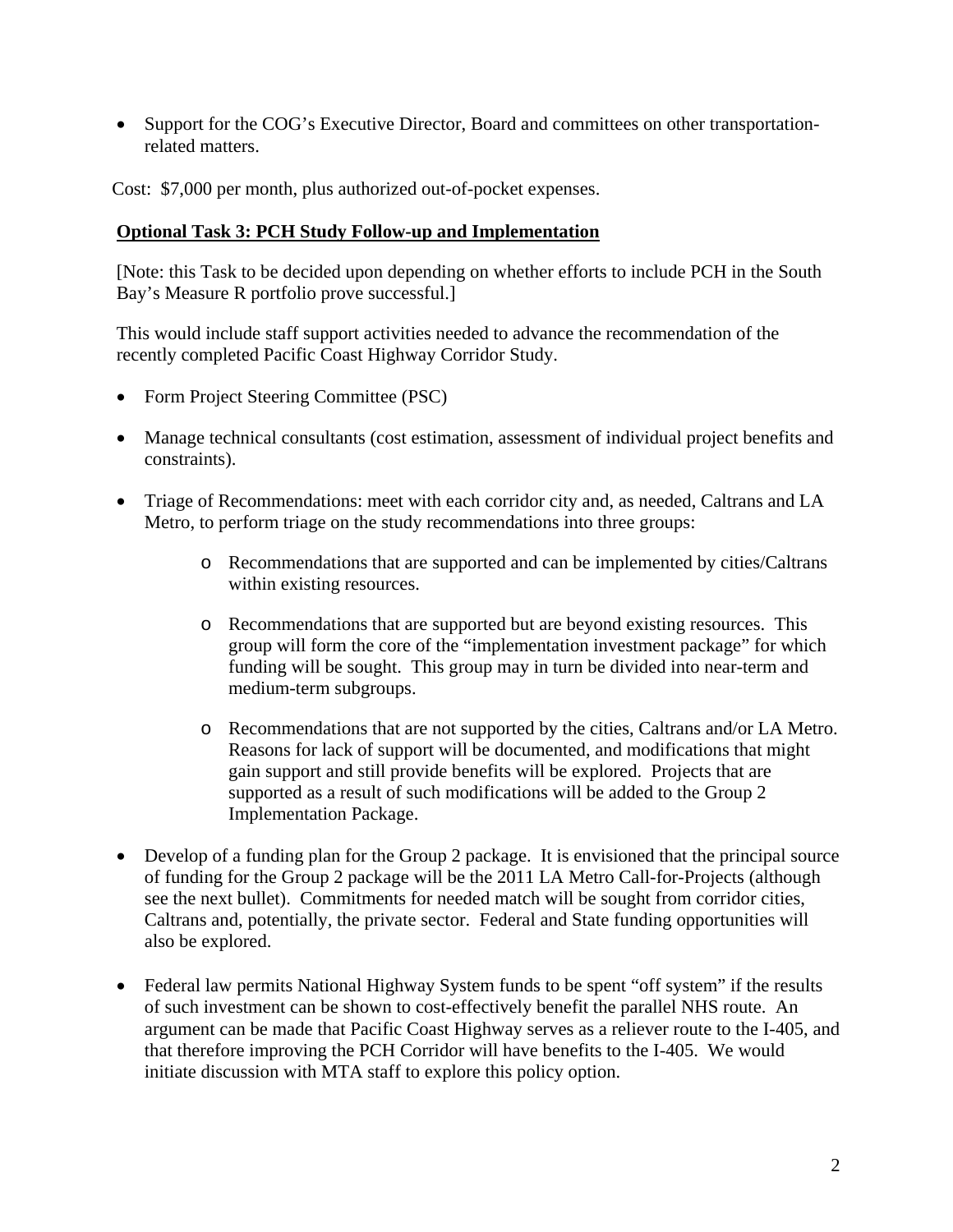- Support for the COG's Executive Director, Board and committees on other transportation-related matters.

Cost: $7,000 per month, plus authorized out-of-pocket expenses.

**Optional Task 3: PCH Study Follow-up and Implementation**

[Note: this Task to be decided upon depending on whether efforts to include PCH in the South Bay's Measure R portfolio prove successful.]

This would include staff support activities needed to advance the recommendation of the recently completed Pacific Coast Highway Corridor Study.

- Form Project Steering Committee (PSC)

- Manage technical consultants (cost estimation, assessment of individual project benefits and constraints).

- Triage of Recommendations: meet with each corridor city and, as needed, Caltrans and LA Metro, to perform triage on the study recommendations into three groups:

    - Recommendations that are supported and can be implemented by cities/Caltrans within existing resources.

    - Recommendations that are supported but are beyond existing resources. This group will form the core of the "implementation investment package" for which funding will be sought. This group may in turn be divided into near-term and medium-term subgroups.

    - Recommendations that are not supported by the cities, Caltrans and/or LA Metro. Reasons for lack of support will be documented, and modifications that might gain support and still provide benefits will be explored. Projects that are supported as a result of such modifications will be added to the Group 2 Implementation Package.

- Develop of a funding plan for the Group 2 package. It is envisioned that the principal source of funding for the Group 2 package will be the 2011 LA Metro Call-for-Projects (although see the next bullet). Commitments for needed match will be sought from corridor cities, Caltrans and, potentially, the private sector. Federal and State funding opportunities will also be explored.

- Federal law permits National Highway System funds to be spent "off system" if the results of such investment can be shown to cost-effectively benefit the parallel NHS route. An argument can be made that Pacific Coast Highway serves as a reliever route to the I-405, and that therefore improving the PCH Corridor will have benefits to the I-405. We would initiate discussion with MTA staff to explore this policy option.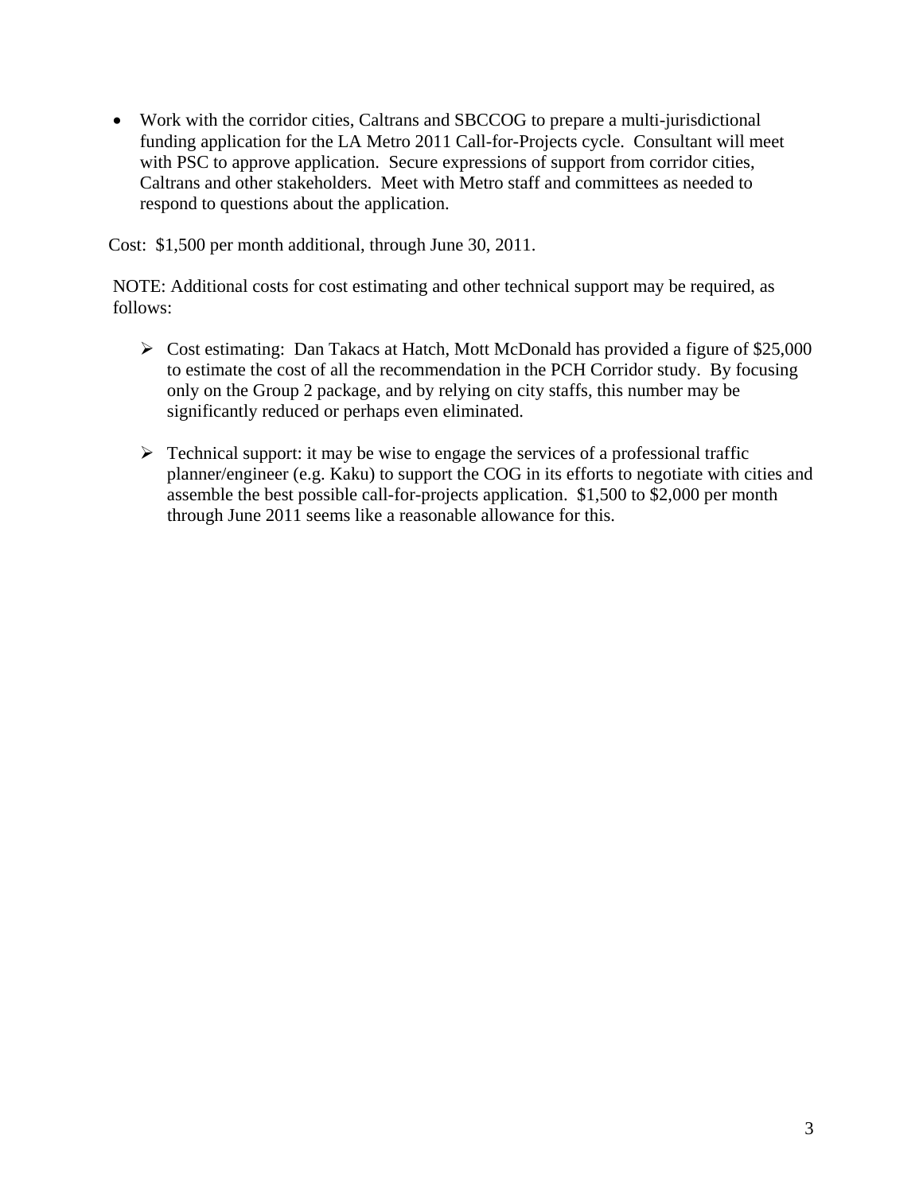- Work with the corridor cities, Caltrans and SBCCOG to prepare a multi-jurisdictional funding application for the LA Metro 2011 Call-for-Projects cycle. Consultant will meet with PSC to approve application. Secure expressions of support from corridor cities, Caltrans and other stakeholders. Meet with Metro staff and committees as needed to respond to questions about the application.

Cost: $1,500 per month additional, through June 30, 2011.

NOTE: Additional costs for cost estimating and other technical support may be required, as follows:

- Cost estimating: Dan Takacs at Hatch, Mott McDonald has provided a figure of $25,000 to estimate the cost of all the recommendation in the PCH Corridor study. By focusing only on the Group 2 package, and by relying on city staffs, this number may be significantly reduced or perhaps even eliminated.

- Technical support: it may be wise to engage the services of a professional traffic planner/engineer (e.g. Kaku) to support the COG in its efforts to negotiate with cities and assemble the best possible call-for-projects application. $1,500 to $2,000 per month through June 2011 seems like a reasonable allowance for this.